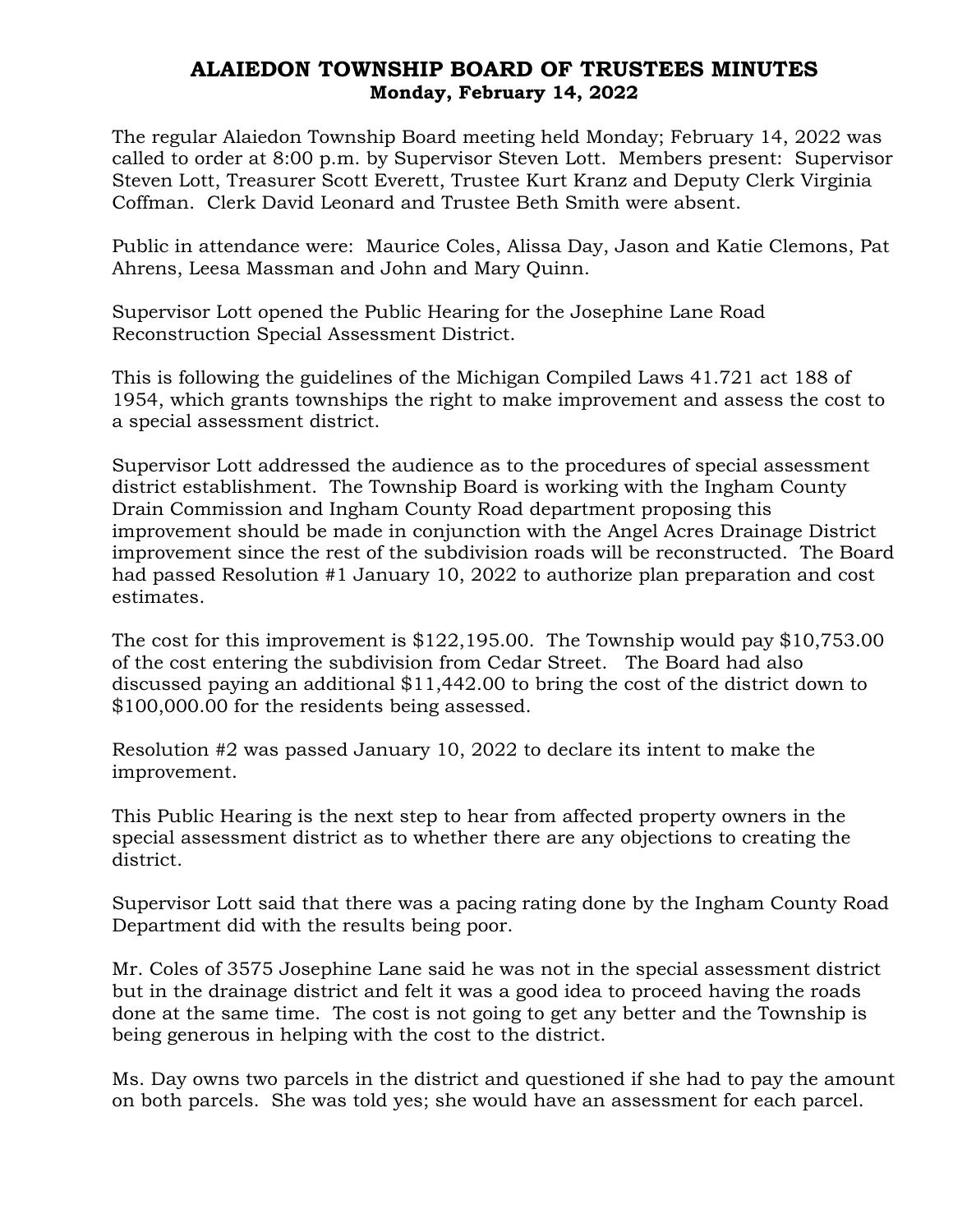# ALAIEDON TOWNSHIP BOARD OF TRUSTEES MINUTES
## Monday, February 14, 2022

The regular Alaiedon Township Board meeting held Monday; February 14, 2022 was called to order at 8:00 p.m. by Supervisor Steven Lott. Members present: Supervisor Steven Lott, Treasurer Scott Everett, Trustee Kurt Kranz and Deputy Clerk Virginia Coffman. Clerk David Leonard and Trustee Beth Smith were absent.

Public in attendance were: Maurice Coles, Alissa Day, Jason and Katie Clemons, Pat Ahrens, Leesa Massman and John and Mary Quinn.

Supervisor Lott opened the Public Hearing for the Josephine Lane Road Reconstruction Special Assessment District.

This is following the guidelines of the Michigan Compiled Laws 41.721 act 188 of 1954, which grants townships the right to make improvement and assess the cost to a special assessment district.

Supervisor Lott addressed the audience as to the procedures of special assessment district establishment. The Township Board is working with the Ingham County Drain Commission and Ingham County Road department proposing this improvement should be made in conjunction with the Angel Acres Drainage District improvement since the rest of the subdivision roads will be reconstructed. The Board had passed Resolution #1 January 10, 2022 to authorize plan preparation and cost estimates.

The cost for this improvement is $122,195.00. The Township would pay $10,753.00 of the cost entering the subdivision from Cedar Street. The Board had also discussed paying an additional $11,442.00 to bring the cost of the district down to $100,000.00 for the residents being assessed.

Resolution #2 was passed January 10, 2022 to declare its intent to make the improvement.

This Public Hearing is the next step to hear from affected property owners in the special assessment district as to whether there are any objections to creating the district.

Supervisor Lott said that there was a pacing rating done by the Ingham County Road Department did with the results being poor.

Mr. Coles of 3575 Josephine Lane said he was not in the special assessment district but in the drainage district and felt it was a good idea to proceed having the roads done at the same time. The cost is not going to get any better and the Township is being generous in helping with the cost to the district.

Ms. Day owns two parcels in the district and questioned if she had to pay the amount on both parcels. She was told yes; she would have an assessment for each parcel.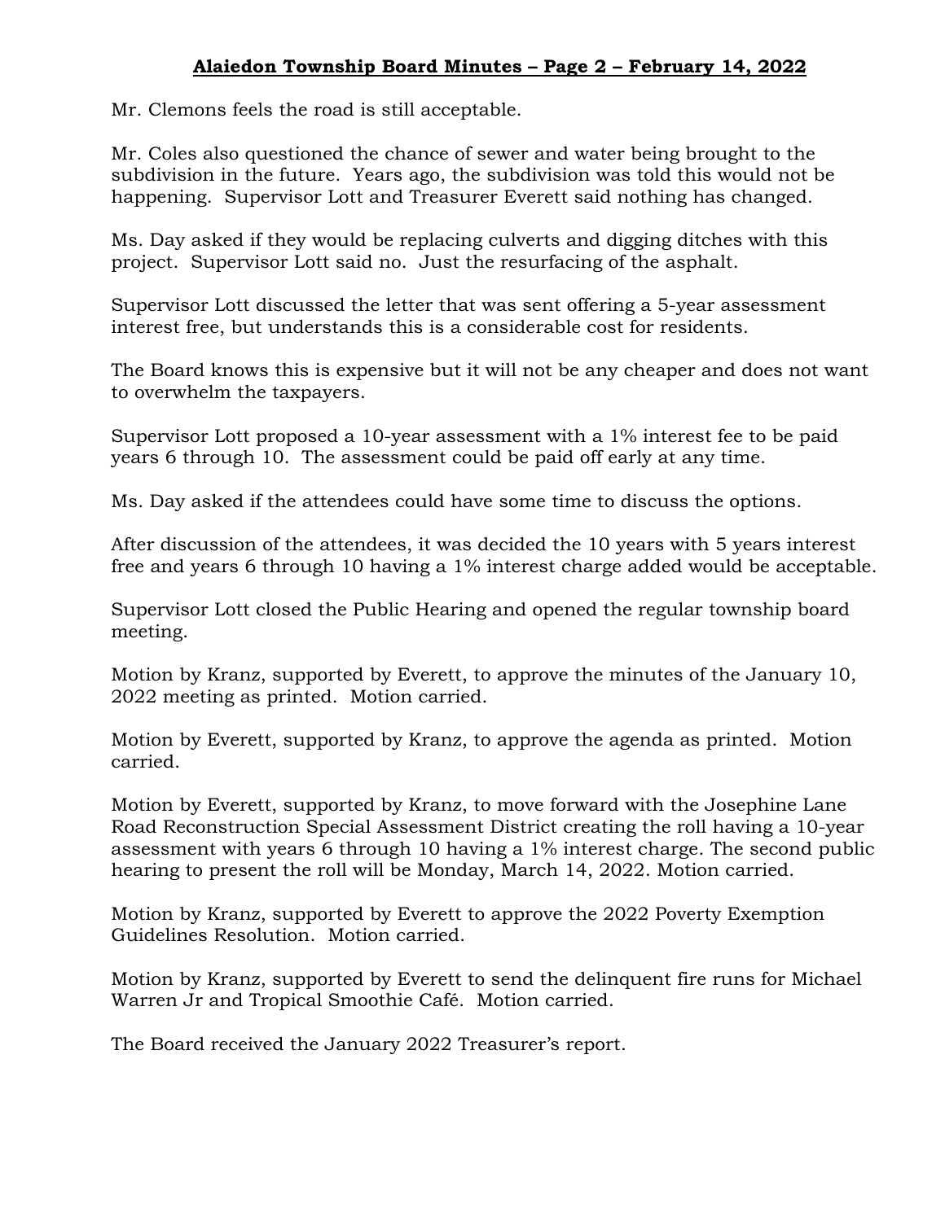Mr. Clemons feels the road is still acceptable.

Mr. Coles also questioned the chance of sewer and water being brought to the subdivision in the future. Years ago, the subdivision was told this would not be happening. Supervisor Lott and Treasurer Everett said nothing has changed.

Ms. Day asked if they would be replacing culverts and digging ditches with this project. Supervisor Lott said no. Just the resurfacing of the asphalt.

Supervisor Lott discussed the letter that was sent offering a 5-year assessment interest free, but understands this is a considerable cost for residents.

The Board knows this is expensive but it will not be any cheaper and does not want to overwhelm the taxpayers.

Supervisor Lott proposed a 10-year assessment with a 1% interest fee to be paid years 6 through 10. The assessment could be paid off early at any time.

Ms. Day asked if the attendees could have some time to discuss the options.

After discussion of the attendees, it was decided the 10 years with 5 years interest free and years 6 through 10 having a 1% interest charge added would be acceptable.

Supervisor Lott closed the Public Hearing and opened the regular township board meeting.

Motion by Kranz, supported by Everett, to approve the minutes of the January 10, 2022 meeting as printed. Motion carried.

Motion by Everett, supported by Kranz, to approve the agenda as printed. Motion carried.

Motion by Everett, supported by Kranz, to move forward with the Josephine Lane Road Reconstruction Special Assessment District creating the roll having a 10-year assessment with years 6 through 10 having a 1% interest charge. The second public hearing to present the roll will be Monday, March 14, 2022. Motion carried.

Motion by Kranz, supported by Everett to approve the 2022 Poverty Exemption Guidelines Resolution. Motion carried.

Motion by Kranz, supported by Everett to send the delinquent fire runs for Michael Warren Jr and Tropical Smoothie Café. Motion carried.

The Board received the January 2022 Treasurer's report.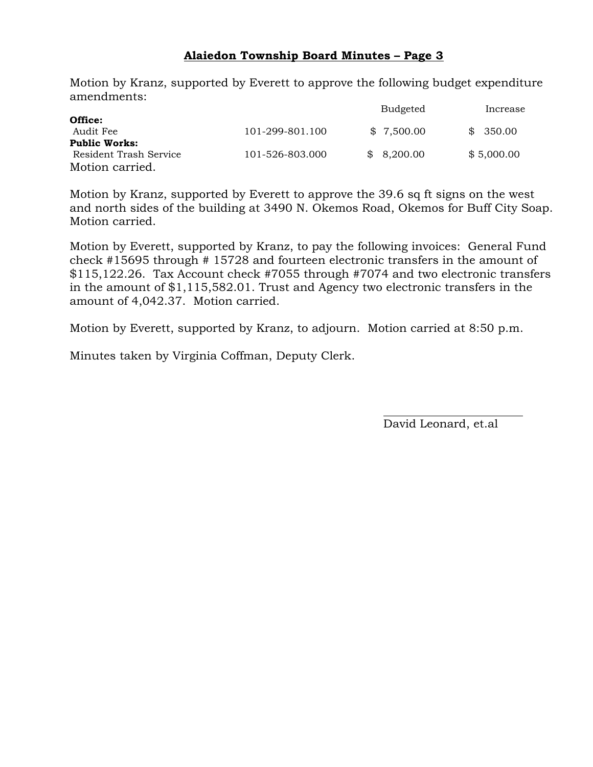## Alaiedon Township Board Minutes – Page 3

Motion by Kranz, supported by Everett to approve the following budget expenditure amendments:

| | | Budgeted | Increase |
|---|---|---|---|
| **Office:** | | | |
| Audit Fee | 101-299-801.100 | $ 7,500.00 | $ 350.00 |
| **Public Works:** | | | |
| Resident Trash Service | 101-526-803.000 | $ 8,200.00 | $ 5,000.00 |

Motion carried.

Motion by Kranz, supported by Everett to approve the 39.6 sq ft signs on the west and north sides of the building at 3490 N. Okemos Road, Okemos for Buff City Soap. Motion carried.

Motion by Everett, supported by Kranz, to pay the following invoices: General Fund check #15695 through # 15728 and fourteen electronic transfers in the amount of $115,122.26. Tax Account check #7055 through #7074 and two electronic transfers in the amount of $1,115,582.01. Trust and Agency two electronic transfers in the amount of 4,042.37. Motion carried.

Motion by Everett, supported by Kranz, to adjourn. Motion carried at 8:50 p.m.

Minutes taken by Virginia Coffman, Deputy Clerk.

\_\_\_\_\_\_\_\_\_\_\_\_\_\_\_\_\_\_\_\_\_\_\_\_

David Leonard, et.al